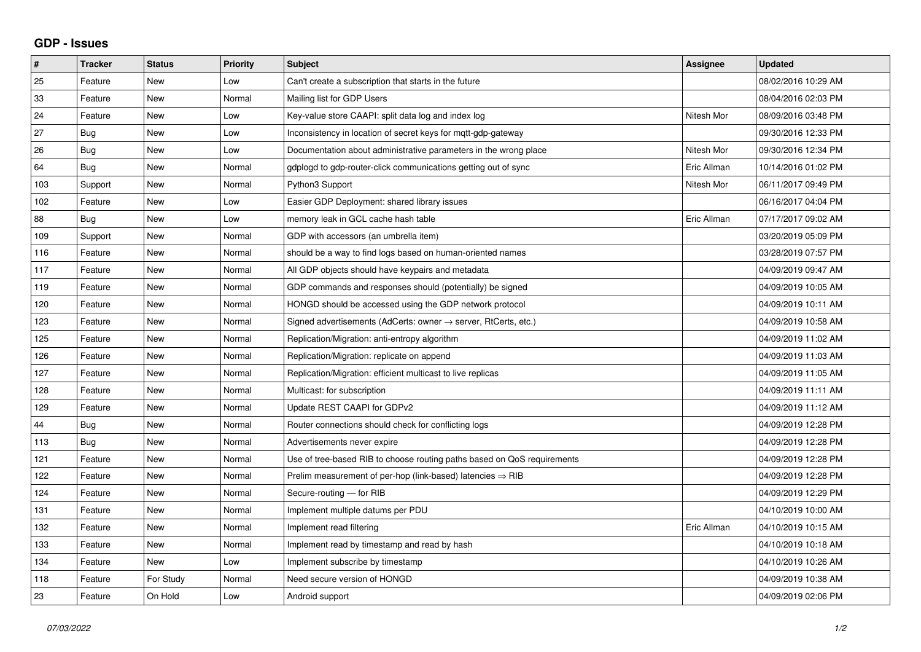## GDP - Issues

| # | Tracker | Status | Priority | Subject | Assignee | Updated |
|---|---|---|---|---|---|---|
| 25 | Feature | New | Low | Can't create a subscription that starts in the future | | 08/02/2016 10:29 AM |
| 33 | Feature | New | Normal | Mailing list for GDP Users | | 08/04/2016 02:03 PM |
| 24 | Feature | New | Low | Key-value store CAAPI: split data log and index log | Nitesh Mor | 08/09/2016 03:48 PM |
| 27 | Bug | New | Low | Inconsistency in location of secret keys for mqtt-gdp-gateway | | 09/30/2016 12:33 PM |
| 26 | Bug | New | Low | Documentation about administrative parameters in the wrong place | Nitesh Mor | 09/30/2016 12:34 PM |
| 64 | Bug | New | Normal | gdplogd to gdp-router-click communications getting out of sync | Eric Allman | 10/14/2016 01:02 PM |
| 103 | Support | New | Normal | Python3 Support | Nitesh Mor | 06/11/2017 09:49 PM |
| 102 | Feature | New | Low | Easier GDP Deployment: shared library issues | | 06/16/2017 04:04 PM |
| 88 | Bug | New | Low | memory leak in GCL cache hash table | Eric Allman | 07/17/2017 09:02 AM |
| 109 | Support | New | Normal | GDP with accessors (an umbrella item) | | 03/20/2019 05:09 PM |
| 116 | Feature | New | Normal | should be a way to find logs based on human-oriented names | | 03/28/2019 07:57 PM |
| 117 | Feature | New | Normal | All GDP objects should have keypairs and metadata | | 04/09/2019 09:47 AM |
| 119 | Feature | New | Normal | GDP commands and responses should (potentially) be signed | | 04/09/2019 10:05 AM |
| 120 | Feature | New | Normal | HONGD should be accessed using the GDP network protocol | | 04/09/2019 10:11 AM |
| 123 | Feature | New | Normal | Signed advertisements (AdCerts: owner → server, RtCerts, etc.) | | 04/09/2019 10:58 AM |
| 125 | Feature | New | Normal | Replication/Migration: anti-entropy algorithm | | 04/09/2019 11:02 AM |
| 126 | Feature | New | Normal | Replication/Migration: replicate on append | | 04/09/2019 11:03 AM |
| 127 | Feature | New | Normal | Replication/Migration: efficient multicast to live replicas | | 04/09/2019 11:05 AM |
| 128 | Feature | New | Normal | Multicast: for subscription | | 04/09/2019 11:11 AM |
| 129 | Feature | New | Normal | Update REST CAAPI for GDPv2 | | 04/09/2019 11:12 AM |
| 44 | Bug | New | Normal | Router connections should check for conflicting logs | | 04/09/2019 12:28 PM |
| 113 | Bug | New | Normal | Advertisements never expire | | 04/09/2019 12:28 PM |
| 121 | Feature | New | Normal | Use of tree-based RIB to choose routing paths based on QoS requirements | | 04/09/2019 12:28 PM |
| 122 | Feature | New | Normal | Prelim measurement of per-hop (link-based) latencies ⇒ RIB | | 04/09/2019 12:28 PM |
| 124 | Feature | New | Normal | Secure-routing — for RIB | | 04/09/2019 12:29 PM |
| 131 | Feature | New | Normal | Implement multiple datums per PDU | | 04/10/2019 10:00 AM |
| 132 | Feature | New | Normal | Implement read filtering | Eric Allman | 04/10/2019 10:15 AM |
| 133 | Feature | New | Normal | Implement read by timestamp and read by hash | | 04/10/2019 10:18 AM |
| 134 | Feature | New | Low | Implement subscribe by timestamp | | 04/10/2019 10:26 AM |
| 118 | Feature | For Study | Normal | Need secure version of HONGD | | 04/09/2019 10:38 AM |
| 23 | Feature | On Hold | Low | Android support | | 04/09/2019 02:06 PM |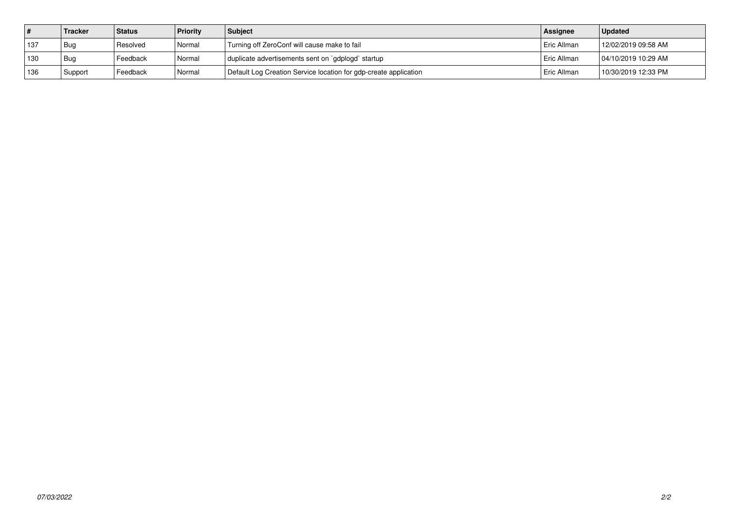| # | Tracker | Status | Priority | Subject | Assignee | Updated |
|---|---|---|---|---|---|---|
| 137 | Bug | Resolved | Normal | Turning off ZeroConf will cause make to fail | Eric Allman | 12/02/2019 09:58 AM |
| 130 | Bug | Feedback | Normal | duplicate advertisements sent on `gdplogd` startup | Eric Allman | 04/10/2019 10:29 AM |
| 136 | Support | Feedback | Normal | Default Log Creation Service location for gdp-create application | Eric Allman | 10/30/2019 12:33 PM |